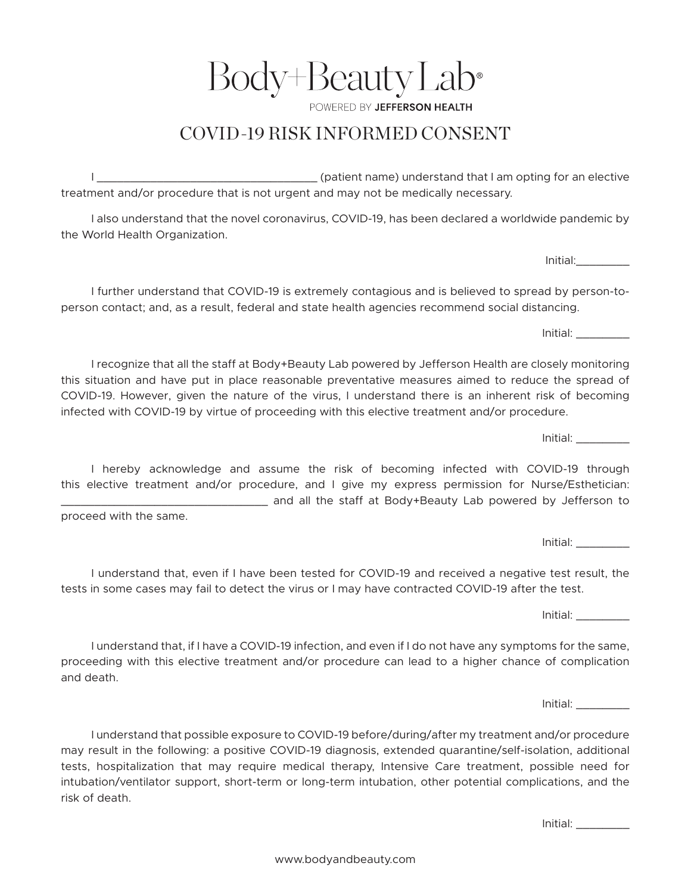# Body+Beauty Lab®

POWERED BY **JEFFERSON HEALTH**

## COVID-19 RISK INFORMED CONSENT

I ___________________________________ (patient name) understand that I am opting for an elective treatment and/or procedure that is not urgent and may not be medically necessary.

I also understand that the novel coronavirus, COVID-19, has been declared a worldwide pandemic by the World Health Organization.

Initial:_________

I further understand that COVID-19 is extremely contagious and is believed to spread by person-to-person contact; and, as a result, federal and state health agencies recommend social distancing.

Initial: _________

I recognize that all the staff at Body+Beauty Lab powered by Jefferson Health are closely monitoring this situation and have put in place reasonable preventative measures aimed to reduce the spread of COVID-19. However, given the nature of the virus, I understand there is an inherent risk of becoming infected with COVID-19 by virtue of proceeding with this elective treatment and/or procedure.

Initial: _________

I hereby acknowledge and assume the risk of becoming infected with COVID-19 through this elective treatment and/or procedure, and I give my express permission for Nurse/Esthetician: _________________________________ and all the staff at Body+Beauty Lab powered by Jefferson to proceed with the same.

Initial: _________

I understand that, even if I have been tested for COVID-19 and received a negative test result, the tests in some cases may fail to detect the virus or I may have contracted COVID-19 after the test.

Initial: _________

I understand that, if I have a COVID-19 infection, and even if I do not have any symptoms for the same, proceeding with this elective treatment and/or procedure can lead to a higher chance of complication and death.

Initial: _________

I understand that possible exposure to COVID-19 before/during/after my treatment and/or procedure may result in the following: a positive COVID-19 diagnosis, extended quarantine/self-isolation, additional tests, hospitalization that may require medical therapy, Intensive Care treatment, possible need for intubation/ventilator support, short-term or long-term intubation, other potential complications, and the risk of death.

Initial: _________

www.bodyandbeauty.com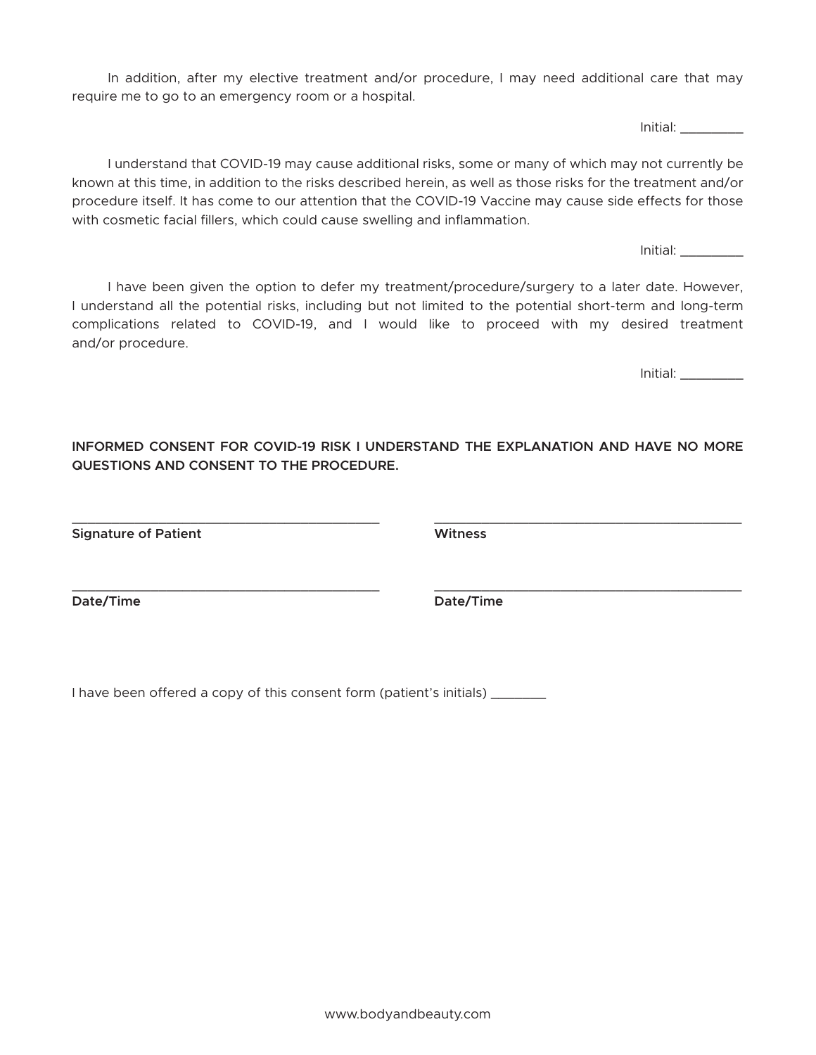In addition, after my elective treatment and/or procedure, I may need additional care that may require me to go to an emergency room or a hospital.

Initial: _________

I understand that COVID-19 may cause additional risks, some or many of which may not currently be known at this time, in addition to the risks described herein, as well as those risks for the treatment and/or procedure itself. It has come to our attention that the COVID-19 Vaccine may cause side effects for those with cosmetic facial fillers, which could cause swelling and inflammation.

Initial: _________

I have been given the option to defer my treatment/procedure/surgery to a later date. However, I understand all the potential risks, including but not limited to the potential short-term and long-term complications related to COVID-19, and I would like to proceed with my desired treatment and/or procedure.

Initial: _________

**INFORMED CONSENT FOR COVID-19 RISK I UNDERSTAND THE EXPLANATION AND HAVE NO MORE QUESTIONS AND CONSENT TO THE PROCEDURE.**

| | |
|---|---|
| ______________________________ | ______________________________ |
| **Signature of Patient** | **Witness** |
| ______________________________ | ______________________________ |
| **Date/Time** | **Date/Time** |

I have been offered a copy of this consent form (patient's initials) ________